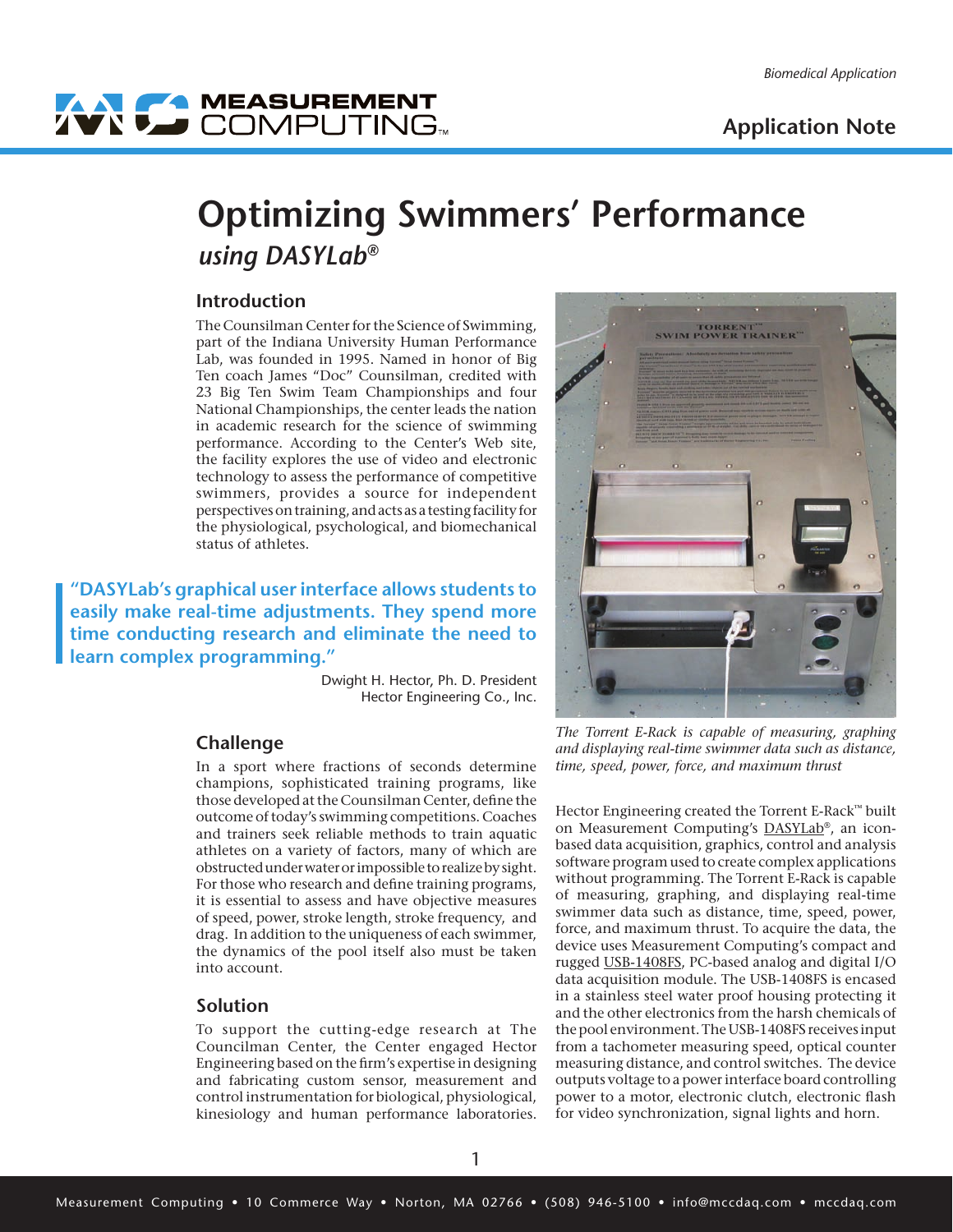# Optimizing Swimmers' Performance

## *using DASYLab®*

### Introduction

The Counsilman Center for the Science of Swimming, part of the Indiana University Human Performance Lab, was founded in 1995. Named in honor of Big Ten coach James "Doc" Counsilman, credited with 23 Big Ten Swim Team Championships and four National Championships, the center leads the nation in academic research for the science of swimming performance. According to the Center's Web site, the facility explores the use of video and electronic technology to assess the performance of competitive swimmers, provides a source for independent perspectives on training, and acts as a testing facility for the physiological, psychological, and biomechanical status of athletes.

> **"DASYLab's graphical user interface allows students to easily make real-time adjustments. They spend more time conducting research and eliminate the need to learn complex programming."**
>
> Dwight H. Hector, Ph. D. President
> Hector Engineering Co., Inc.

### Challenge

In a sport where fractions of seconds determine champions, sophisticated training programs, like those developed at the Counsilman Center, define the outcome of today's swimming competitions. Coaches and trainers seek reliable methods to train aquatic athletes on a variety of factors, many of which are obstructed under water or impossible to realize by sight. For those who research and define training programs, it is essential to assess and have objective measures of speed, power, stroke length, stroke frequency, and drag. In addition to the uniqueness of each swimmer, the dynamics of the pool itself also must be taken into account.

### Solution

To support the cutting-edge research at The Councilman Center, the Center engaged Hector Engineering based on the firm's expertise in designing and fabricating custom sensor, measurement and control instrumentation for biological, physiological, kinesiology and human performance laboratories.

*The Torrent E-Rack is capable of measuring, graphing and displaying real-time swimmer data such as distance, time, speed, power, force, and maximum thrust*

Hector Engineering created the Torrent E-Rack™ built on Measurement Computing's DASYLab®, an icon-based data acquisition, graphics, control and analysis software program used to create complex applications without programming. The Torrent E-Rack is capable of measuring, graphing, and displaying real-time swimmer data such as distance, time, speed, power, force, and maximum thrust. To acquire the data, the device uses Measurement Computing's compact and rugged USB-1408FS, PC-based analog and digital I/O data acquisition module. The USB-1408FS is encased in a stainless steel water proof housing protecting it and the other electronics from the harsh chemicals of the pool environment. The USB-1408FS receives input from a tachometer measuring speed, optical counter measuring distance, and control switches. The device outputs voltage to a power interface board controlling power to a motor, electronic clutch, electronic flash for video synchronization, signal lights and horn.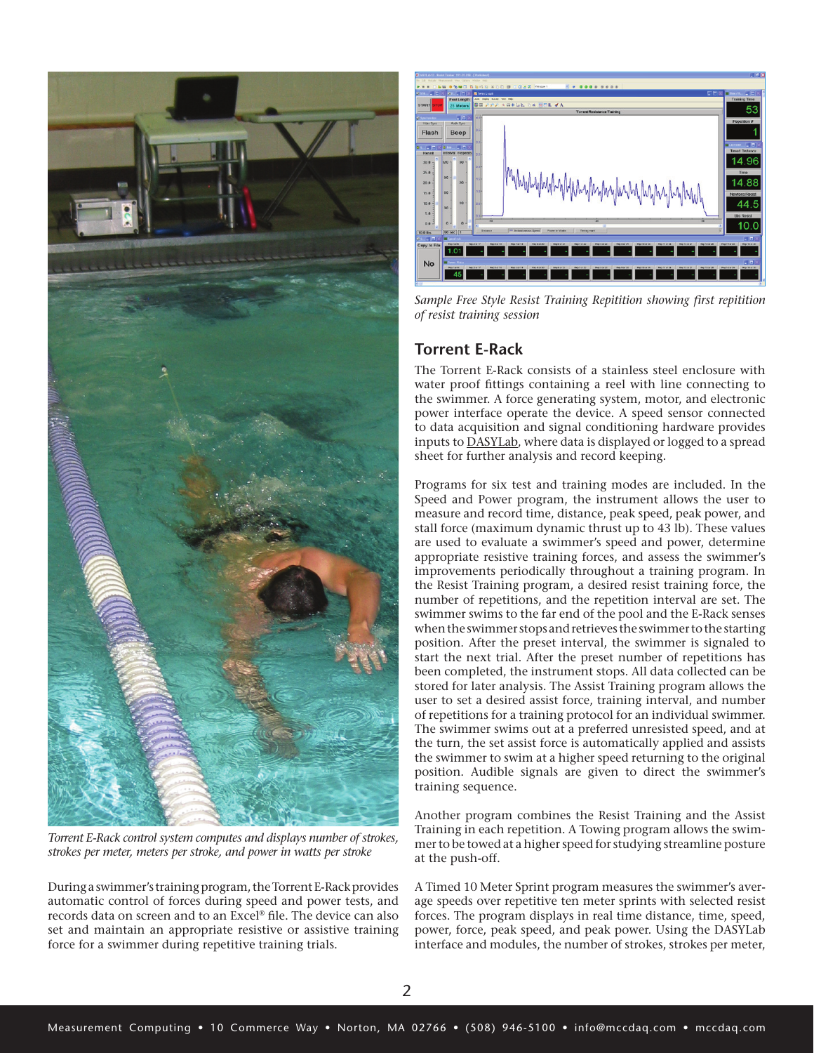*Torrent E-Rack control system computes and displays number of strokes, strokes per meter, meters per stroke, and power in watts per stroke*

During a swimmer's training program, the Torrent E-Rack provides automatic control of forces during speed and power tests, and records data on screen and to an Excel® file. The device can also set and maintain an appropriate resistive or assistive training force for a swimmer during repetitive training trials.

*Sample Free Style Resist Training Repitition showing first repitition of resist training session*

## Torrent E-Rack

The Torrent E-Rack consists of a stainless steel enclosure with water proof fittings containing a reel with line connecting to the swimmer. A force generating system, motor, and electronic power interface operate the device. A speed sensor connected to data acquisition and signal conditioning hardware provides inputs to DASYLab, where data is displayed or logged to a spread sheet for further analysis and record keeping.

Programs for six test and training modes are included. In the Speed and Power program, the instrument allows the user to measure and record time, distance, peak speed, peak power, and stall force (maximum dynamic thrust up to 43 lb). These values are used to evaluate a swimmer's speed and power, determine appropriate resistive training forces, and assess the swimmer's improvements periodically throughout a training program. In the Resist Training program, a desired resist training force, the number of repetitions, and the repetition interval are set. The swimmer swims to the far end of the pool and the E-Rack senses when the swimmer stops and retrieves the swimmer to the starting position. After the preset interval, the swimmer is signaled to start the next trial. After the preset number of repetitions has been completed, the instrument stops. All data collected can be stored for later analysis. The Assist Training program allows the user to set a desired assist force, training interval, and number of repetitions for a training protocol for an individual swimmer. The swimmer swims out at a preferred unresisted speed, and at the turn, the set assist force is automatically applied and assists the swimmer to swim at a higher speed returning to the original position. Audible signals are given to direct the swimmer's training sequence.

Another program combines the Resist Training and the Assist Training in each repetition. A Towing program allows the swimmer to be towed at a higher speed for studying streamline posture at the push-off.

A Timed 10 Meter Sprint program measures the swimmer's average speeds over repetitive ten meter sprints with selected resist forces. The program displays in real time distance, time, speed, power, force, peak speed, and peak power. Using the DASYLab interface and modules, the number of strokes, strokes per meter,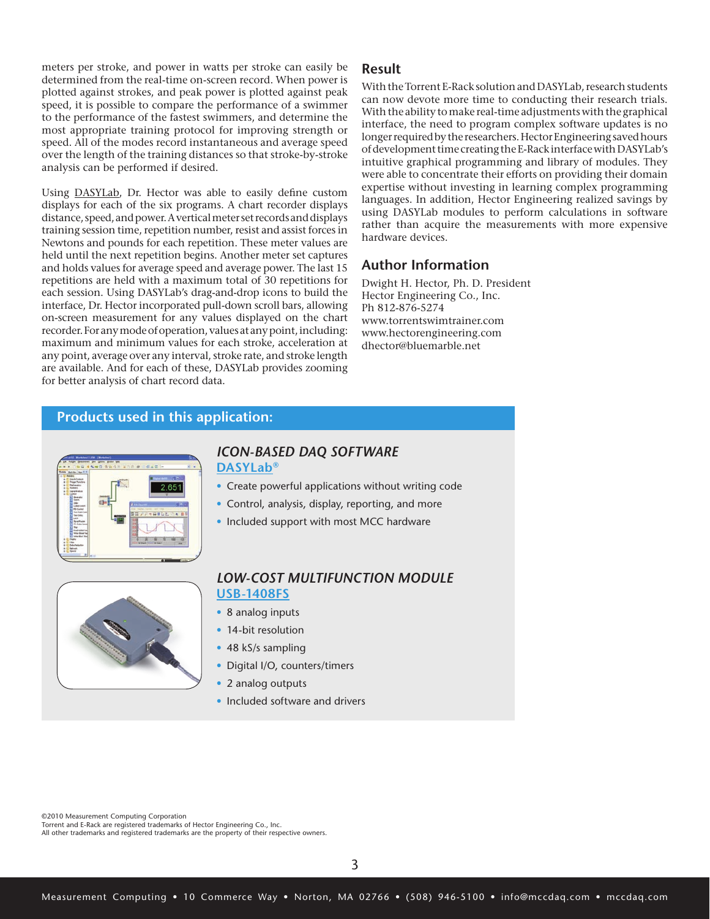meters per stroke, and power in watts per stroke can easily be determined from the real-time on-screen record. When power is plotted against strokes, and peak power is plotted against peak speed, it is possible to compare the performance of a swimmer to the performance of the fastest swimmers, and determine the most appropriate training protocol for improving strength or speed. All of the modes record instantaneous and average speed over the length of the training distances so that stroke-by-stroke analysis can be performed if desired.

Using DASYLab, Dr. Hector was able to easily define custom displays for each of the six programs. A chart recorder displays distance, speed, and power. A vertical meter set records and displays training session time, repetition number, resist and assist forces in Newtons and pounds for each repetition. These meter values are held until the next repetition begins. Another meter set captures and holds values for average speed and average power. The last 15 repetitions are held with a maximum total of 30 repetitions for each session. Using DASYLab's drag-and-drop icons to build the interface, Dr. Hector incorporated pull-down scroll bars, allowing on-screen measurement for any values displayed on the chart recorder. For any mode of operation, values at any point, including: maximum and minimum values for each stroke, acceleration at any point, average over any interval, stroke rate, and stroke length are available. And for each of these, DASYLab provides zooming for better analysis of chart record data.

## Result

With the Torrent E-Rack solution and DASYLab, research students can now devote more time to conducting their research trials. With the ability to make real-time adjustments with the graphical interface, the need to program complex software updates is no longer required by the researchers. Hector Engineering saved hours of development time creating the E-Rack interface with DASYLab's intuitive graphical programming and library of modules. They were able to concentrate their efforts on providing their domain expertise without investing in learning complex programming languages. In addition, Hector Engineering realized savings by using DASYLab modules to perform calculations in software rather than acquire the measurements with more expensive hardware devices.

## Author Information

Dwight H. Hector, Ph. D. President
Hector Engineering Co., Inc.
Ph 812-876-5274
www.torrentswimtrainer.com
www.hectorengineering.com
dhector@bluemarble.net

## Products used in this application:

### *ICON-BASED DAQ SOFTWARE*

**DASYLab®**

- Create powerful applications without writing code
- Control, analysis, display, reporting, and more
- Included support with most MCC hardware

### *LOW-COST MULTIFUNCTION MODULE*

**USB-1408FS**

- 8 analog inputs
- 14-bit resolution
- 48 kS/s sampling
- Digital I/O, counters/timers
- 2 analog outputs
- Included software and drivers

©2010 Measurement Computing Corporation
Torrent and E-Rack are registered trademarks of Hector Engineering Co., Inc.
All other trademarks and registered trademarks are the property of their respective owners.

Measurement Computing • 10 Commerce Way • Norton, MA 02766 • (508) 946-5100 • info@mccdaq.com • mccdaq.com